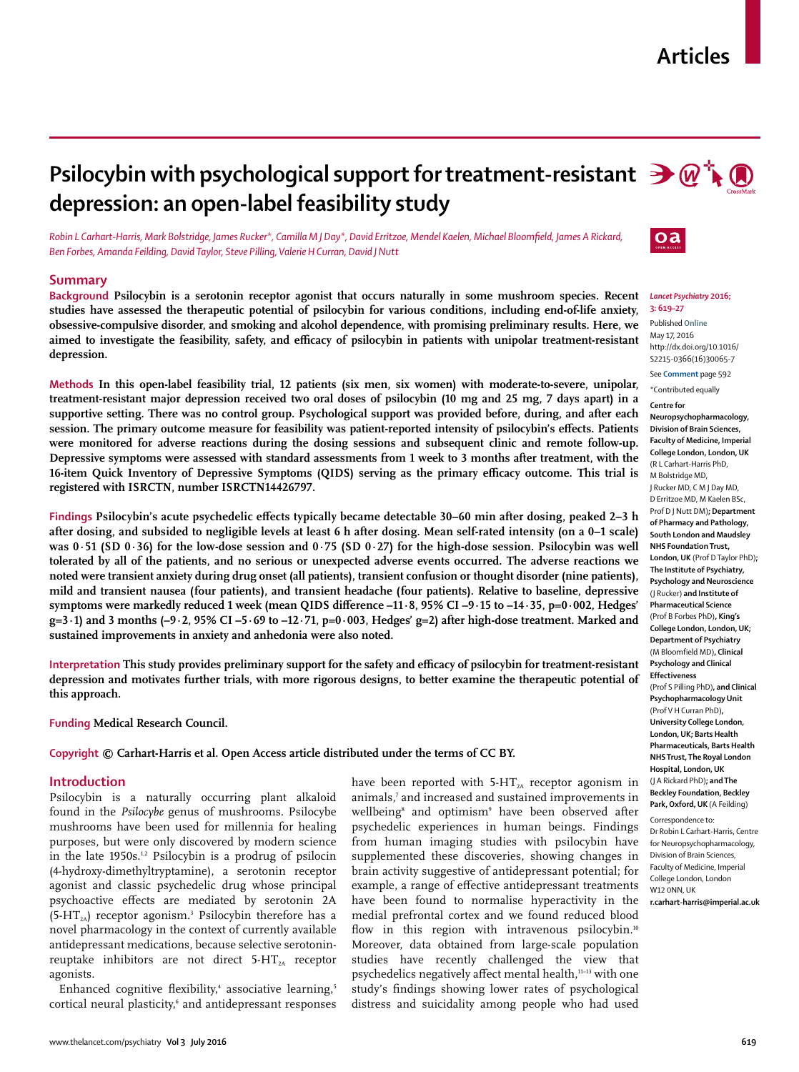# Psilocybin with psychological support for treatment-resistant depression: an open-label feasibility study

*Robin L Carhart-Harris, Mark Bolstridge, James Rucker\*, Camilla M J Day\*, David Erritzoe, Mendel Kaelen, Michael Bloomfield, James A Rickard, Ben Forbes, Amanda Feilding, David Taylor, Steve Pilling, Valerie H Curran, David J Nutt*

## Summary

**Background** **Psilocybin is a serotonin receptor agonist that occurs naturally in some mushroom species. Recent studies have assessed the therapeutic potential of psilocybin for various conditions, including end-of-life anxiety, obsessive-compulsive disorder, and smoking and alcohol dependence, with promising preliminary results. Here, we aimed to investigate the feasibility, safety, and efficacy of psilocybin in patients with unipolar treatment-resistant depression.**

**Methods** **In this open-label feasibility trial, 12 patients (six men, six women) with moderate-to-severe, unipolar, treatment-resistant major depression received two oral doses of psilocybin (10 mg and 25 mg, 7 days apart) in a supportive setting. There was no control group. Psychological support was provided before, during, and after each session. The primary outcome measure for feasibility was patient-reported intensity of psilocybin's effects. Patients were monitored for adverse reactions during the dosing sessions and subsequent clinic and remote follow-up. Depressive symptoms were assessed with standard assessments from 1 week to 3 months after treatment, with the 16-item Quick Inventory of Depressive Symptoms (QIDS) serving as the primary efficacy outcome. This trial is registered with ISRCTN, number ISRCTN14426797.**

**Findings** **Psilocybin's acute psychedelic effects typically became detectable 30–60 min after dosing, peaked 2–3 h after dosing, and subsided to negligible levels at least 6 h after dosing. Mean self-rated intensity (on a 0–1 scale) was 0·51 (SD 0·36) for the low-dose session and 0·75 (SD 0·27) for the high-dose session. Psilocybin was well tolerated by all of the patients, and no serious or unexpected adverse events occurred. The adverse reactions we noted were transient anxiety during drug onset (all patients), transient confusion or thought disorder (nine patients), mild and transient nausea (four patients), and transient headache (four patients). Relative to baseline, depressive symptoms were markedly reduced 1 week (mean QIDS difference –11·8, 95% CI –9·15 to –14·35, p=0·002, Hedges' g=3·1) and 3 months (–9·2, 95% CI –5·69 to –12·71, p=0·003, Hedges' g=2) after high-dose treatment. Marked and sustained improvements in anxiety and anhedonia were also noted.**

**Interpretation** **This study provides preliminary support for the safety and efficacy of psilocybin for treatment-resistant depression and motivates further trials, with more rigorous designs, to better examine the therapeutic potential of this approach.**

**Funding** **Medical Research Council.**

**Copyright** **© Carhart-Harris et al. Open Access article distributed under the terms of CC BY.**

*Lancet Psychiatry* **2016; 3: 619–27**

Published Online May 17, 2016 http://dx.doi.org/10.1016/S2215-0366(16)30065-7

See Comment page 592

\*Contributed equally

**Centre for Neuropsychopharmacology, Division of Brain Sciences, Faculty of Medicine, Imperial College London, London, UK** (R L Carhart-Harris PhD, M Bolstridge MD, J Rucker MD, C M J Day MD, D Erritzoe MD, M Kaelen BSc, Prof D J Nutt DM)**; Department of Pharmacy and Pathology, South London and Maudsley NHS Foundation Trust, London, UK** (Prof D Taylor PhD)**; The Institute of Psychiatry, Psychology and Neuroscience** (J Rucker) **and Institute of Pharmaceutical Science** (Prof B Forbes PhD)**, King's College London, London, UK; Department of Psychiatry** (M Bloomfield MD)**, Clinical Psychology and Clinical Effectiveness** (Prof S Pilling PhD)**, and Clinical Psychopharmacology Unit** (Prof V H Curran PhD)**, University College London, London, UK; Barts Health Pharmaceuticals, Barts Health NHS Trust, The Royal London Hospital, London, UK** (J A Rickard PhD)**; and The Beckley Foundation, Beckley Park, Oxford, UK** (A Feilding)

Correspondence to: Dr Robin L Carhart-Harris, Centre for Neuropsychopharmacology, Division of Brain Sciences, Faculty of Medicine, Imperial College London, London W12 0NN, UK **r.carhart-harris@imperial.ac.uk**

## Introduction

Psilocybin is a naturally occurring plant alkaloid found in the *Psilocybe* genus of mushrooms. Psilocybe mushrooms have been used for millennia for healing purposes, but were only discovered by modern science in the late 1950s.[1,2] Psilocybin is a prodrug of psilocin (4-hydroxy-dimethyltryptamine), a serotonin receptor agonist and classic psychedelic drug whose principal psychoactive effects are mediated by serotonin 2A ($5\text{-HT}_{2A}$) receptor agonism.[3] Psilocybin therefore has a novel pharmacology in the context of currently available antidepressant medications, because selective serotonin-reuptake inhibitors are not direct $5\text{-HT}_{2A}$ receptor agonists.

Enhanced cognitive flexibility,[4] associative learning,[5] cortical neural plasticity,[6] and antidepressant responses have been reported with $5\text{-HT}_{2A}$ receptor agonism in animals,[7] and increased and sustained improvements in wellbeing[8] and optimism[9] have been observed after psychedelic experiences in human beings. Findings from human imaging studies with psilocybin have supplemented these discoveries, showing changes in brain activity suggestive of antidepressant potential; for example, a range of effective antidepressant treatments have been found to normalise hyperactivity in the medial prefrontal cortex and we found reduced blood flow in this region with intravenous psilocybin.[10] Moreover, data obtained from large-scale population studies have recently challenged the view that psychedelics negatively affect mental health,[11–13] with one study's findings showing lower rates of psychological distress and suicidality among people who had used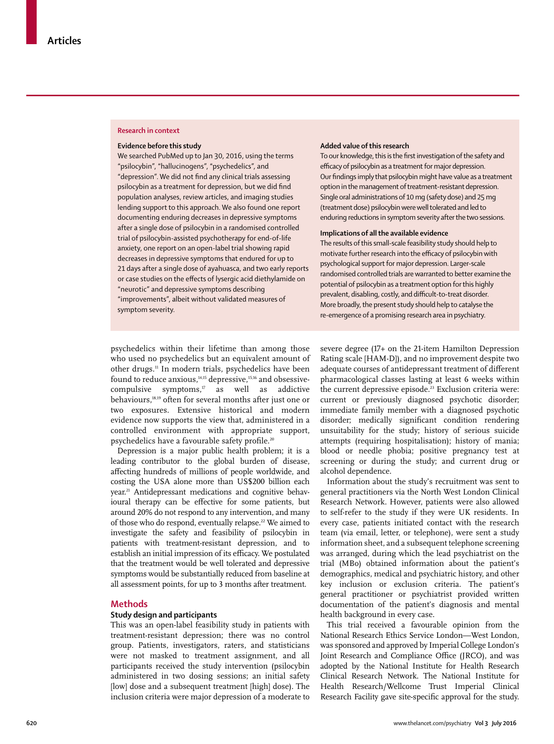## Research in context

### Evidence before this study

We searched PubMed up to Jan 30, 2016, using the terms "psilocybin", "hallucinogens", "psychedelics", and "depression". We did not find any clinical trials assessing psilocybin as a treatment for depression, but we did find population analyses, review articles, and imaging studies lending support to this approach. We also found one report documenting enduring decreases in depressive symptoms after a single dose of psilocybin in a randomised controlled trial of psilocybin-assisted psychotherapy for end-of-life anxiety, one report on an open-label trial showing rapid decreases in depressive symptoms that endured for up to 21 days after a single dose of ayahuasca, and two early reports or case studies on the effects of lysergic acid diethylamide on "neurotic" and depressive symptoms describing "improvements", albeit without validated measures of symptom severity.

### Added value of this research

To our knowledge, this is the first investigation of the safety and efficacy of psilocybin as a treatment for major depression. Our findings imply that psilocybin might have value as a treatment option in the management of treatment-resistant depression. Single oral administrations of 10 mg (safety dose) and 25 mg (treatment dose) psilocybin were well tolerated and led to enduring reductions in symptom severity after the two sessions.

### Implications of all the available evidence

The results of this small-scale feasibility study should help to motivate further research into the efficacy of psilocybin with psychological support for major depression. Larger-scale randomised controlled trials are warranted to better examine the potential of psilocybin as a treatment option for this highly prevalent, disabling, costly, and difficult-to-treat disorder. More broadly, the present study should help to catalyse the re-emergence of a promising research area in psychiatry.

psychedelics within their lifetime than among those who used no psychedelics but an equivalent amount of other drugs.[11] In modern trials, psychedelics have been found to reduce anxious,[14,15] depressive,[15,16] and obsessive-compulsive symptoms,[17] as well as addictive behaviours,[18,19] often for several months after just one or two exposures. Extensive historical and modern evidence now supports the view that, administered in a controlled environment with appropriate support, psychedelics have a favourable safety profile.[20]

Depression is a major public health problem; it is a leading contributor to the global burden of disease, affecting hundreds of millions of people worldwide, and costing the USA alone more than US$200 billion each year.[21] Antidepressant medications and cognitive behavioural therapy can be effective for some patients, but around 20% do not respond to any intervention, and many of those who do respond, eventually relapse.[22] We aimed to investigate the safety and feasibility of psilocybin in patients with treatment-resistant depression, and to establish an initial impression of its efficacy. We postulated that the treatment would be well tolerated and depressive symptoms would be substantially reduced from baseline at all assessment points, for up to 3 months after treatment.

## Methods

### Study design and participants

This was an open-label feasibility study in patients with treatment-resistant depression; there was no control group. Patients, investigators, raters, and statisticians were not masked to treatment assignment, and all participants received the study intervention (psilocybin administered in two dosing sessions; an initial safety [low] dose and a subsequent treatment [high] dose). The inclusion criteria were major depression of a moderate to severe degree (17+ on the 21-item Hamilton Depression Rating scale [HAM-D]), and no improvement despite two adequate courses of antidepressant treatment of different pharmacological classes lasting at least 6 weeks within the current depressive episode.[23] Exclusion criteria were: current or previously diagnosed psychotic disorder; immediate family member with a diagnosed psychotic disorder; medically significant condition rendering unsuitability for the study; history of serious suicide attempts (requiring hospitalisation); history of mania; blood or needle phobia; positive pregnancy test at screening or during the study; and current drug or alcohol dependence.

Information about the study's recruitment was sent to general practitioners via the North West London Clinical Research Network. However, patients were also allowed to self-refer to the study if they were UK residents. In every case, patients initiated contact with the research team (via email, letter, or telephone), were sent a study information sheet, and a subsequent telephone screening was arranged, during which the lead psychiatrist on the trial (MBo) obtained information about the patient's demographics, medical and psychiatric history, and other key inclusion or exclusion criteria. The patient's general practitioner or psychiatrist provided written documentation of the patient's diagnosis and mental health background in every case.

This trial received a favourable opinion from the National Research Ethics Service London—West London, was sponsored and approved by Imperial College London's Joint Research and Compliance Office (JRCO), and was adopted by the National Institute for Health Research Clinical Research Network. The National Institute for Health Research/Wellcome Trust Imperial Clinical Research Facility gave site-specific approval for the study.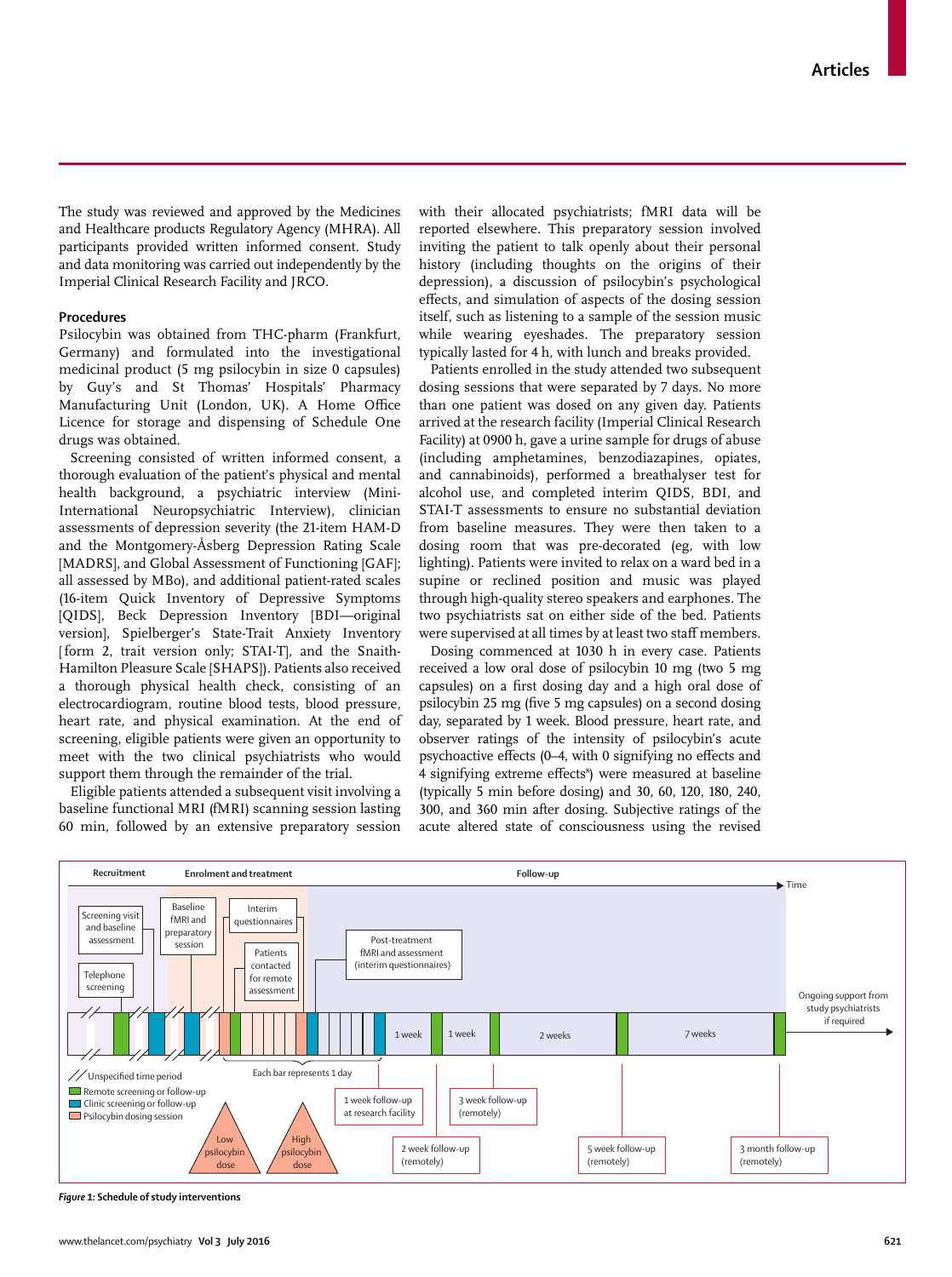The study was reviewed and approved by the Medicines and Healthcare products Regulatory Agency (MHRA). All participants provided written informed consent. Study and data monitoring was carried out independently by the Imperial Clinical Research Facility and JRCO.

### Procedures

Psilocybin was obtained from THC-pharm (Frankfurt, Germany) and formulated into the investigational medicinal product (5 mg psilocybin in size 0 capsules) by Guy's and St Thomas' Hospitals' Pharmacy Manufacturing Unit (London, UK). A Home Office Licence for storage and dispensing of Schedule One drugs was obtained.

Screening consisted of written informed consent, a thorough evaluation of the patient's physical and mental health background, a psychiatric interview (Mini-International Neuropsychiatric Interview), clinician assessments of depression severity (the 21-item HAM-D and the Montgomery-Åsberg Depression Rating Scale [MADRS], and Global Assessment of Functioning [GAF]; all assessed by MBo), and additional patient-rated scales (16-item Quick Inventory of Depressive Symptoms [QIDS], Beck Depression Inventory [BDI—original version], Spielberger's State-Trait Anxiety Inventory [form 2, trait version only; STAI-T], and the Snaith-Hamilton Pleasure Scale [SHAPS]). Patients also received a thorough physical health check, consisting of an electrocardiogram, routine blood tests, blood pressure, heart rate, and physical examination. At the end of screening, eligible patients were given an opportunity to meet with the two clinical psychiatrists who would support them through the remainder of the trial.

Eligible patients attended a subsequent visit involving a baseline functional MRI (fMRI) scanning session lasting 60 min, followed by an extensive preparatory session with their allocated psychiatrists; fMRI data will be reported elsewhere. This preparatory session involved inviting the patient to talk openly about their personal history (including thoughts on the origins of their depression), a discussion of psilocybin's psychological effects, and simulation of aspects of the dosing session itself, such as listening to a sample of the session music while wearing eyeshades. The preparatory session typically lasted for 4 h, with lunch and breaks provided.

Patients enrolled in the study attended two subsequent dosing sessions that were separated by 7 days. No more than one patient was dosed on any given day. Patients arrived at the research facility (Imperial Clinical Research Facility) at 0900 h, gave a urine sample for drugs of abuse (including amphetamines, benzodiazepines, opiates, and cannabinoids), performed a breathalyser test for alcohol use, and completed interim QIDS, BDI, and STAI-T assessments to ensure no substantial deviation from baseline measures. They were then taken to a dosing room that was pre-decorated (eg, with low lighting). Patients were invited to relax on a ward bed in a supine or reclined position and music was played through high-quality stereo speakers and earphones. The two psychiatrists sat on either side of the bed. Patients were supervised at all times by at least two staff members.

Dosing commenced at 1030 h in every case. Patients received a low oral dose of psilocybin 10 mg (two 5 mg capsules) on a first dosing day and a high oral dose of psilocybin 25 mg (five 5 mg capsules) on a second dosing day, separated by 1 week. Blood pressure, heart rate, and observer ratings of the intensity of psilocybin's acute psychoactive effects (0–4, with 0 signifying no effects and 4 signifying extreme effects[8]) were measured at baseline (typically 5 min before dosing) and 30, 60, 120, 180, 240, 300, and 360 min after dosing. Subjective ratings of the acute altered state of consciousness using the revised

Recruitment | Enrolment and treatment | Follow-up | Time

Screening visit and baseline assessment; Telephone screening; Baseline fMRI and preparatory session; Interim questionnaires; Patients contacted for remote assessment; Post-treatment fMRI and assessment (interim questionnaires); Ongoing support from study psychiatrists if required

1 week | 1 week | 2 weeks | 7 weeks

Unspecified time period; Remote screening or follow-up; Clinic screening or follow-up; Psilocybin dosing session; Each bar represents 1 day

Low psilocybin dose; High psilocybin dose; 1 week follow-up at research facility; 2 week follow-up (remotely); 3 week follow-up (remotely); 5 week follow-up (remotely); 3 month follow-up (remotely)

*Figure 1:* **Schedule of study interventions**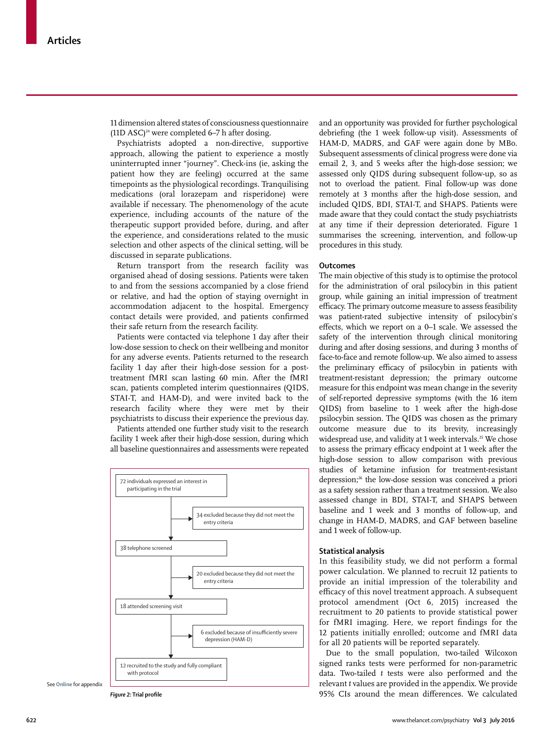11 dimension altered states of consciousness questionnaire (11D ASC)[24] were completed 6–7 h after dosing.

Psychiatrists adopted a non-directive, supportive approach, allowing the patient to experience a mostly uninterrupted inner "journey". Check-ins (ie, asking the patient how they are feeling) occurred at the same timepoints as the physiological recordings. Tranquilising medications (oral lorazepam and risperidone) were available if necessary. The phenomenology of the acute experience, including accounts of the nature of the therapeutic support provided before, during, and after the experience, and considerations related to the music selection and other aspects of the clinical setting, will be discussed in separate publications.

Return transport from the research facility was organised ahead of dosing sessions. Patients were taken to and from the sessions accompanied by a close friend or relative, and had the option of staying overnight in accommodation adjacent to the hospital. Emergency contact details were provided, and patients confirmed their safe return from the research facility.

Patients were contacted via telephone 1 day after their low-dose session to check on their wellbeing and monitor for any adverse events. Patients returned to the research facility 1 day after their high-dose session for a post-treatment fMRI scan lasting 60 min. After the fMRI scan, patients completed interim questionnaires (QIDS, STAI-T, and HAM-D), and were invited back to the research facility where they were met by their psychiatrists to discuss their experience the previous day.

Patients attended one further study visit to the research facility 1 week after their high-dose session, during which all baseline questionnaires and assessments were repeated and an opportunity was provided for further psychological debriefing (the 1 week follow-up visit). Assessments of HAM-D, MADRS, and GAF were again done by MBo. Subsequent assessments of clinical progress were done via email 2, 3, and 5 weeks after the high-dose session; we assessed only QIDS during subsequent follow-up, so as not to overload the patient. Final follow-up was done remotely at 3 months after the high-dose session, and included QIDS, BDI, STAI-T, and SHAPS. Patients were made aware that they could contact the study psychiatrists at any time if their depression deteriorated. Figure 1 summarises the screening, intervention, and follow-up procedures in this study.

72 individuals expressed an interest in participating in the trial

34 excluded because they did not meet the entry criteria

38 telephone screened

20 excluded because they did not meet the entry criteria

18 attended screening visit

6 excluded because of insufficiently severe depression (HAM-D)

12 recruited to the study and fully compliant with protocol

*Figure 2:* **Trial profile**

See **Online** for appendix

### Outcomes

The main objective of this study is to optimise the protocol for the administration of oral psilocybin in this patient group, while gaining an initial impression of treatment efficacy. The primary outcome measure to assess feasibility was patient-rated subjective intensity of psilocybin's effects, which we report on a 0–1 scale. We assessed the safety of the intervention through clinical monitoring during and after dosing sessions, and during 3 months of face-to-face and remote follow-up. We also aimed to assess the preliminary efficacy of psilocybin in patients with treatment-resistant depression; the primary outcome measure for this endpoint was mean change in the severity of self-reported depressive symptoms (with the 16 item QIDS) from baseline to 1 week after the high-dose psilocybin session. The QIDS was chosen as the primary outcome measure due to its brevity, increasingly widespread use, and validity at 1 week intervals.[25] We chose to assess the primary efficacy endpoint at 1 week after the high-dose session to allow comparison with previous studies of ketamine infusion for treatment-resistant depression;[26] the low-dose session was conceived a priori as a safety session rather than a treatment session. We also assessed change in BDI, STAI-T, and SHAPS between baseline and 1 week and 3 months of follow-up, and change in HAM-D, MADRS, and GAF between baseline and 1 week of follow-up.

### Statistical analysis

In this feasibility study, we did not perform a formal power calculation. We planned to recruit 12 patients to provide an initial impression of the tolerability and efficacy of this novel treatment approach. A subsequent protocol amendment (Oct 6, 2015) increased the recruitment to 20 patients to provide statistical power for fMRI imaging. Here, we report findings for the 12 patients initially enrolled; outcome and fMRI data for all 20 patients will be reported separately.

Due to the small population, two-tailed Wilcoxon signed ranks tests were performed for non-parametric data. Two-tailed *t* tests were also performed and the relevant *t* values are provided in the appendix. We provide 95% CIs around the mean differences. We calculated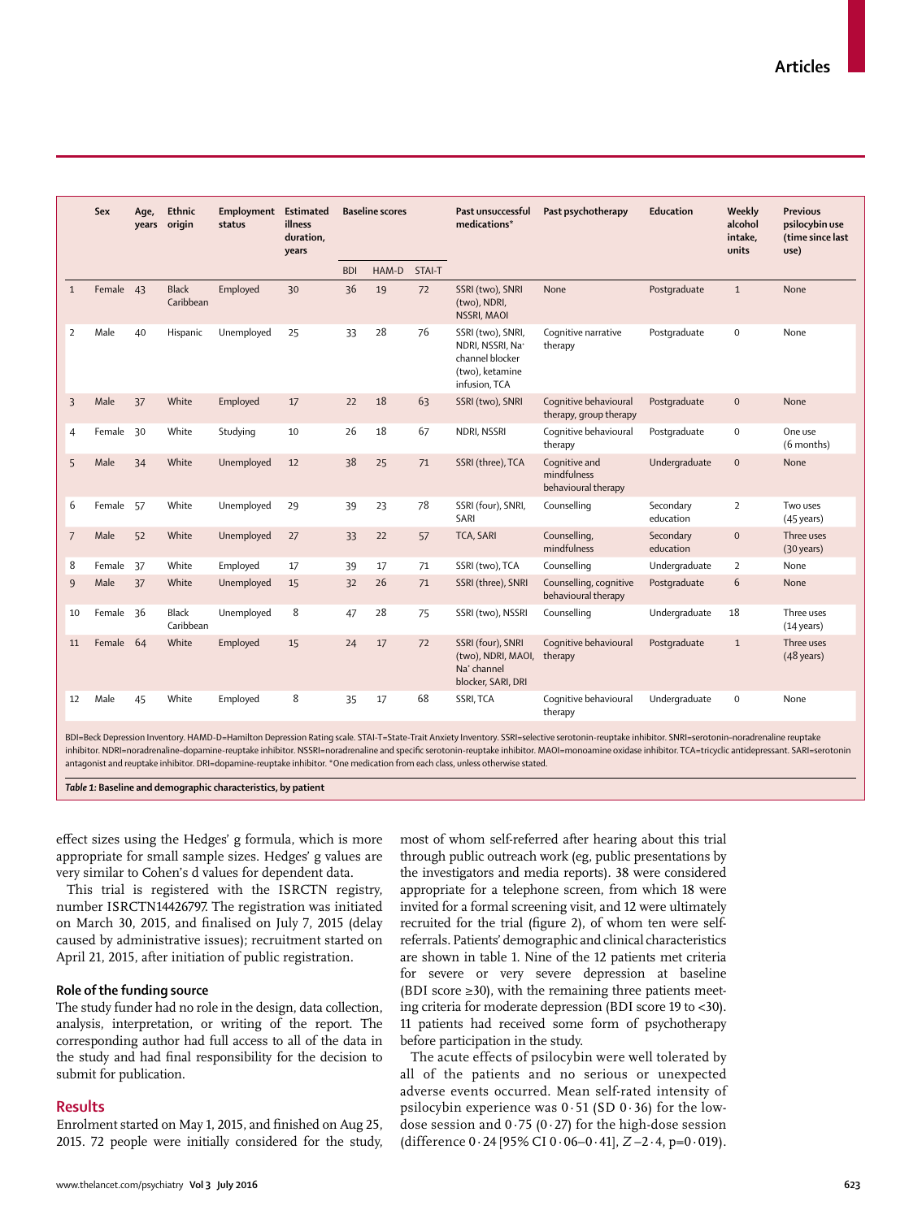| | Sex | Age, years | Ethnic origin | Employment status | Estimated illness duration, years | Baseline scores | | | Past unsuccessful medications* | Past psychotherapy | Education | Weekly alcohol intake, units | Previous psilocybin use (time since last use) |
|---|---|---|---|---|---|---|---|---|---|---|---|---|---|
| | | | | | | BDI | HAM-D | STAI-T | | | | | |
| 1 | Female | 43 | Black Caribbean | Employed | 30 | 36 | 19 | 72 | SSRI (two), SNRI (two), NDRI, NSSRI, MAOI | None | Postgraduate | 1 | None |
| 2 | Male | 40 | Hispanic | Unemployed | 25 | 33 | 28 | 76 | SSRI (two), SNRI, NDRI, NSSRI, $Na^+$ channel blocker (two), ketamine infusion, TCA | Cognitive narrative therapy | Postgraduate | 0 | None |
| 3 | Male | 37 | White | Employed | 17 | 22 | 18 | 63 | SSRI (two), SNRI | Cognitive behavioural therapy, group therapy | Postgraduate | 0 | None |
| 4 | Female | 30 | White | Studying | 10 | 26 | 18 | 67 | NDRI, NSSRI | Cognitive behavioural therapy | Postgraduate | 0 | One use (6 months) |
| 5 | Male | 34 | White | Unemployed | 12 | 38 | 25 | 71 | SSRI (three), TCA | Cognitive and mindfulness behavioural therapy | Undergraduate | 0 | None |
| 6 | Female | 57 | White | Unemployed | 29 | 39 | 23 | 78 | SSRI (four), SNRI, SARI | Counselling | Secondary education | 2 | Two uses (45 years) |
| 7 | Male | 52 | White | Unemployed | 27 | 33 | 22 | 57 | TCA, SARI | Counselling, mindfulness | Secondary education | 0 | Three uses (30 years) |
| 8 | Female | 37 | White | Employed | 17 | 39 | 17 | 71 | SSRI (two), TCA | Counselling | Undergraduate | 2 | None |
| 9 | Male | 37 | White | Unemployed | 15 | 32 | 26 | 71 | SSRI (three), SNRI | Counselling, cognitive behavioural therapy | Postgraduate | 6 | None |
| 10 | Female | 36 | Black Caribbean | Unemployed | 8 | 47 | 28 | 75 | SSRI (two), NSSRI | Counselling | Undergraduate | 18 | Three uses (14 years) |
| 11 | Female | 64 | White | Employed | 15 | 24 | 17 | 72 | SSRI (four), SNRI (two), NDRI, MAOI, $Na^+$ channel blocker, SARI, DRI | Cognitive behavioural therapy | Postgraduate | 1 | Three uses (48 years) |
| 12 | Male | 45 | White | Employed | 8 | 35 | 17 | 68 | SSRI, TCA | Cognitive behavioural therapy | Undergraduate | 0 | None |

BDI=Beck Depression Inventory. HAMD-D=Hamilton Depression Rating scale. STAI-T=State-Trait Anxiety Inventory. SSRI=selective serotonin-reuptake inhibitor. SNRI=serotonin-noradrenaline reuptake inhibitor. NDRI=noradrenaline-dopamine-reuptake inhibitor. NSSRI=noradrenaline and specific serotonin-reuptake inhibitor. MAOI=monoamine oxidase inhibitor. TCA=tricyclic antidepressant. SARI=serotonin antagonist and reuptake inhibitor. DRI=dopamine-reuptake inhibitor. *One medication from each class, unless otherwise stated.

***Table 1:*** **Baseline and demographic characteristics, by patient**

effect sizes using the Hedges' g formula, which is more appropriate for small sample sizes. Hedges' g values are very similar to Cohen's d values for dependent data.

This trial is registered with the ISRCTN registry, number ISRCTN14426797. The registration was initiated on March 30, 2015, and finalised on July 7, 2015 (delay caused by administrative issues); recruitment started on April 21, 2015, after initiation of public registration.

### Role of the funding source

The study funder had no role in the design, data collection, analysis, interpretation, or writing of the report. The corresponding author had full access to all of the data in the study and had final responsibility for the decision to submit for publication.

## Results

Enrolment started on May 1, 2015, and finished on Aug 25, 2015. 72 people were initially considered for the study, most of whom self-referred after hearing about this trial through public outreach work (eg, public presentations by the investigators and media reports). 38 were considered appropriate for a telephone screen, from which 18 were invited for a formal screening visit, and 12 were ultimately recruited for the trial (figure 2), of whom ten were self-referrals. Patients' demographic and clinical characteristics are shown in table 1. Nine of the 12 patients met criteria for severe or very severe depression at baseline (BDI score ≥30), with the remaining three patients meeting criteria for moderate depression (BDI score 19 to <30). 11 patients had received some form of psychotherapy before participation in the study.

The acute effects of psilocybin were well tolerated by all of the patients and no serious or unexpected adverse events occurred. Mean self-rated intensity of psilocybin experience was 0·51 (SD 0·36) for the low-dose session and 0·75 (0·27) for the high-dose session (difference 0·24 [95% CI 0·06–0·41], $Z$ –2·4, p=0·019).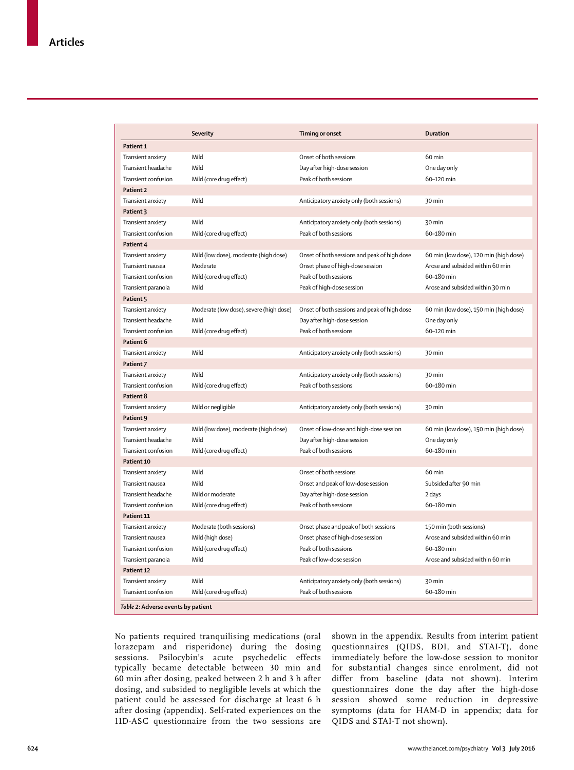| | Severity | Timing or onset | Duration |
|---|---|---|---|
| **Patient 1** | | | |
| Transient anxiety | Mild | Onset of both sessions | 60 min |
| Transient headache | Mild | Day after high-dose session | One day only |
| Transient confusion | Mild (core drug effect) | Peak of both sessions | 60–120 min |
| **Patient 2** | | | |
| Transient anxiety | Mild | Anticipatory anxiety only (both sessions) | 30 min |
| **Patient 3** | | | |
| Transient anxiety | Mild | Anticipatory anxiety only (both sessions) | 30 min |
| Transient confusion | Mild (core drug effect) | Peak of both sessions | 60–180 min |
| **Patient 4** | | | |
| Transient anxiety | Mild (low dose), moderate (high dose) | Onset of both sessions and peak of high dose | 60 min (low dose), 120 min (high dose) |
| Transient nausea | Moderate | Onset phase of high-dose session | Arose and subsided within 60 min |
| Transient confusion | Mild (core drug effect) | Peak of both sessions | 60–180 min |
| Transient paranoia | Mild | Peak of high-dose session | Arose and subsided within 30 min |
| **Patient 5** | | | |
| Transient anxiety | Moderate (low dose), severe (high dose) | Onset of both sessions and peak of high dose | 60 min (low dose), 150 min (high dose) |
| Transient headache | Mild | Day after high-dose session | One day only |
| Transient confusion | Mild (core drug effect) | Peak of both sessions | 60–120 min |
| **Patient 6** | | | |
| Transient anxiety | Mild | Anticipatory anxiety only (both sessions) | 30 min |
| **Patient 7** | | | |
| Transient anxiety | Mild | Anticipatory anxiety only (both sessions) | 30 min |
| Transient confusion | Mild (core drug effect) | Peak of both sessions | 60–180 min |
| **Patient 8** | | | |
| Transient anxiety | Mild or negligible | Anticipatory anxiety only (both sessions) | 30 min |
| **Patient 9** | | | |
| Transient anxiety | Mild (low dose), moderate (high dose) | Onset of low-dose and high-dose session | 60 min (low dose), 150 min (high dose) |
| Transient headache | Mild | Day after high-dose session | One day only |
| Transient confusion | Mild (core drug effect) | Peak of both sessions | 60–180 min |
| **Patient 10** | | | |
| Transient anxiety | Mild | Onset of both sessions | 60 min |
| Transient nausea | Mild | Onset and peak of low-dose session | Subsided after 90 min |
| Transient headache | Mild or moderate | Day after high-dose session | 2 days |
| Transient confusion | Mild (core drug effect) | Peak of both sessions | 60–180 min |
| **Patient 11** | | | |
| Transient anxiety | Moderate (both sessions) | Onset phase and peak of both sessions | 150 min (both sessions) |
| Transient nausea | Mild (high dose) | Onset phase of high-dose session | Arose and subsided within 60 min |
| Transient confusion | Mild (core drug effect) | Peak of both sessions | 60–180 min |
| Transient paranoia | Mild | Peak of low-dose session | Arose and subsided within 60 min |
| **Patient 12** | | | |
| Transient anxiety | Mild | Anticipatory anxiety only (both sessions) | 30 min |
| Transient confusion | Mild (core drug effect) | Peak of both sessions | 60–180 min |

*Table 2:* Adverse events by patient

No patients required tranquilising medications (oral lorazepam and risperidone) during the dosing sessions. Psilocybin's acute psychedelic effects typically became detectable between 30 min and 60 min after dosing, peaked between 2 h and 3 h after dosing, and subsided to negligible levels at which the patient could be assessed for discharge at least 6 h after dosing (appendix). Self-rated experiences on the 11D-ASC questionnaire from the two sessions are shown in the appendix. Results from interim patient questionnaires (QIDS, BDI, and STAI-T), done immediately before the low-dose session to monitor for substantial changes since enrolment, did not differ from baseline (data not shown). Interim questionnaires done the day after the high-dose session showed some reduction in depressive symptoms (data for HAM-D in appendix; data for QIDS and STAI-T not shown).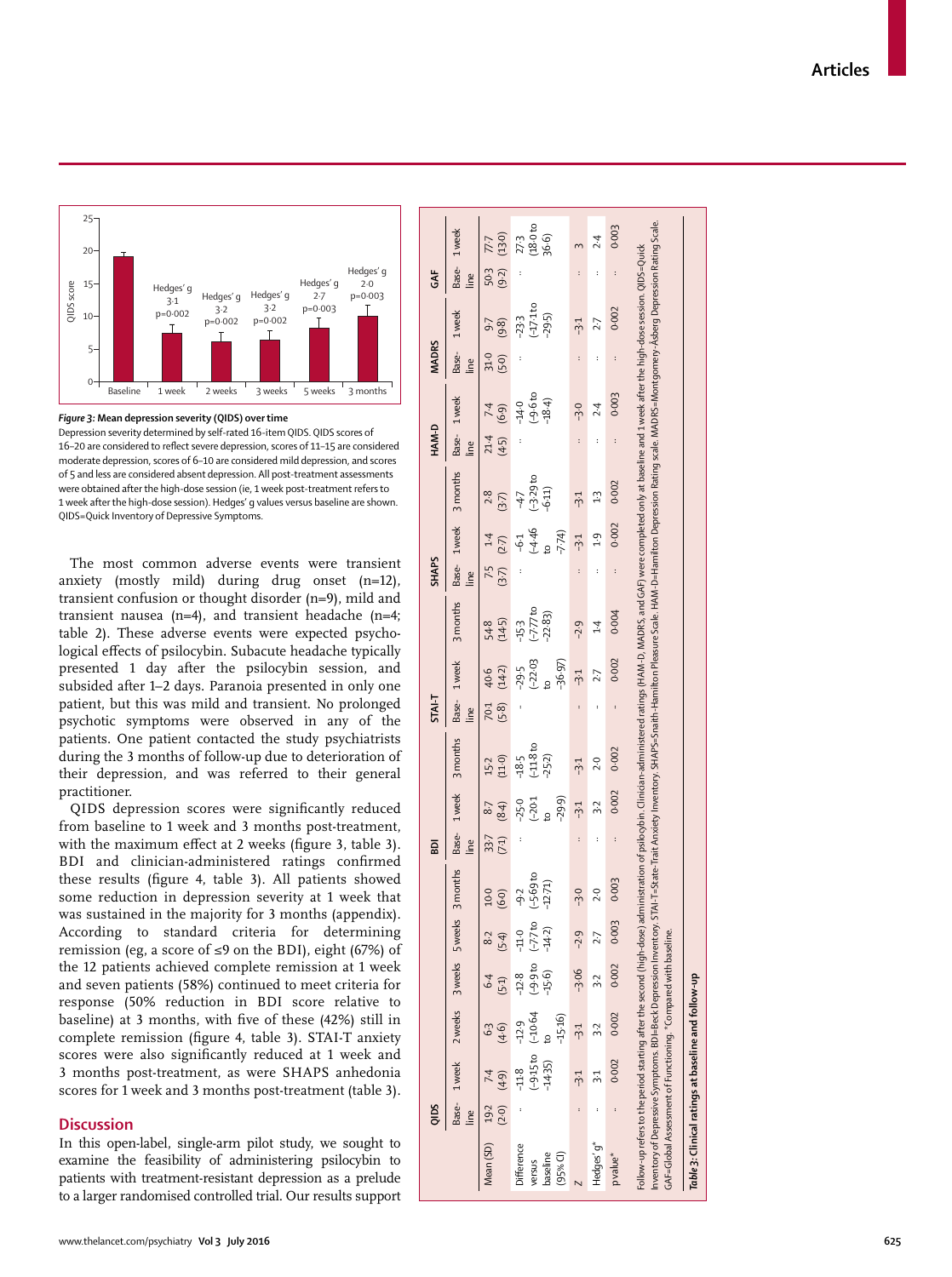Figure 3: Mean depression severity (QIDS) over time

Depression severity determined by self-rated 16-item QIDS. QIDS scores of 16–20 are considered to reflect severe depression, scores of 11–15 are considered moderate depression, scores of 6–10 are considered mild depression, and scores of 5 and less are considered absent depression. All post-treatment assessments were obtained after the high-dose session (ie, 1 week post-treatment refers to 1 week after the high-dose session). Hedges' g values versus baseline are shown. QIDS=Quick Inventory of Depressive Symptoms.

The most common adverse events were transient anxiety (mostly mild) during drug onset (n=12), transient confusion or thought disorder (n=9), mild and transient nausea (n=4), and transient headache (n=4; table 2). These adverse events were expected psychological effects of psilocybin. Subacute headache typically presented 1 day after the psilocybin session, and subsided after 1–2 days. Paranoia presented in only one patient, but this was mild and transient. No prolonged psychotic symptoms were observed in any of the patients. One patient contacted the study psychiatrists during the 3 months of follow-up due to deterioration of their depression, and was referred to their general practitioner.

QIDS depression scores were significantly reduced from baseline to 1 week and 3 months post-treatment, with the maximum effect at 2 weeks (figure 3, table 3). BDI and clinician-administered ratings confirmed these results (figure 4, table 3). All patients showed some reduction in depression severity at 1 week that was sustained in the majority for 3 months (appendix). According to standard criteria for determining remission (eg, a score of ≤9 on the BDI), eight (67%) of the 12 patients achieved complete remission at 1 week and seven patients (58%) continued to meet criteria for response (50% reduction in BDI score relative to baseline) at 3 months, with five of these (42%) still in complete remission (figure 4, table 3). STAI-T anxiety scores were also significantly reduced at 1 week and 3 months post-treatment, as were SHAPS anhedonia scores for 1 week and 3 months post-treatment (table 3).

## Discussion

In this open-label, single-arm pilot study, we sought to examine the feasibility of administering psilocybin to patients with treatment-resistant depression as a prelude to a larger randomised controlled trial. Our results support

| | QIDS | | | | | | BDI | | | STAI-T | | | SHAPS | | | HAM-D | | MADRS | | GAF | |
|---|---|---|---|---|---|---|---|---|---|---|---|---|---|---|---|---|---|---|---|---|---|
| | Baseline | 1 week | 2 weeks | 3 weeks | 5 weeks | 3 months | Baseline | 1 week | 3 months | Baseline | 1 week | 3 months | Baseline | 1 week | 3 months | Baseline | 1 week | Baseline | 1 week | Baseline | 1 week |
| Mean (SD) | 19·2 (2·0) | 7·4 (4·9) | 6·3 (4·6) | 6·4 (5·1) | 8·2 (5·4) | 10·0 (6·0) | 33·7 (7·1) | 8·7 (8·4) | 15·2 (11·0) | 70·1 (5·8) | 40·6 (14·2) | 54·8 (14·5) | 7·5 (3·7) | 1·4 (2·7) | 2·8 (3·7) | 21·4 (4·5) | 7·4 (6·9) | 31·0 (5·0) | 9·7 (9·8) | 50·3 (9·2) | 77·7 (13·0) |
| Difference versus baseline (95% CI) | .. | –11·8 (–9·15 to –14·35) | –12·9 (–10·64 to –15·16) | –12·8 (–9·9 to –15·6) | –11·0 (–7·7 to –14·2) | –9·2 (–5·69 to –12·71) | .. | –25·0 (–20·1 to –29·9) | –18·5 (–11·8 to –25·2) | .. | –29·5 (–22·03 to –36·97) | –15·3 (–7·77 to –22·83) | .. | –6·1 (–4·46 to –7·74) | –4·7 (–3·29 to –6·11) | .. | –14·0 (–9·6 to –18·4) | .. | –23·3 (–17·1 to –29·5) | .. | 27·3 (18·0 to 36·6) |
| Z | .. | –3·1 | –3·1 | –3·06 | –2·9 | –3·0 | .. | –3·1 | –3·1 | .. | –3·1 | –2·9 | .. | –3·1 | –3·1 | .. | –3·0 | .. | –3·1 | .. | 3 |
| Hedges' g* | .. | 3·1 | 3·2 | 3·2 | 2·7 | 2·0 | .. | 3·2 | 2·0 | .. | 2·7 | 1·4 | .. | 1·9 | 1·3 | .. | 2·4 | .. | 2·7 | .. | 2·4 |
| p value* | .. | 0·002 | 0·002 | 0·002 | 0·003 | 0·003 | .. | 0·002 | 0·002 | .. | 0·002 | 0·004 | .. | 0·002 | 0·002 | .. | 0·003 | .. | 0·002 | .. | 0·003 |

Follow-up refers to the period starting after the second (high-dose) administration of psilocybin. Clinician-administered ratings (HAM-D, MADRS, and GAF) were completed only at baseline and 1 week after the high-dose session. QIDS=Quick Inventory of Depressive Symptoms. BDI=Beck Depression Inventory. STAI-T=State-Trait Anxiety Inventory. SHAPS=Snaith-Hamilton Pleasure Scale. HAM-D=Hamilton Depression Rating scale. MADRS=Montgomery-Åsberg Depression Rating Scale. GAF=Global Assessment of Functioning. *Compared with baseline.

Table 3: Clinical ratings at baseline and follow-up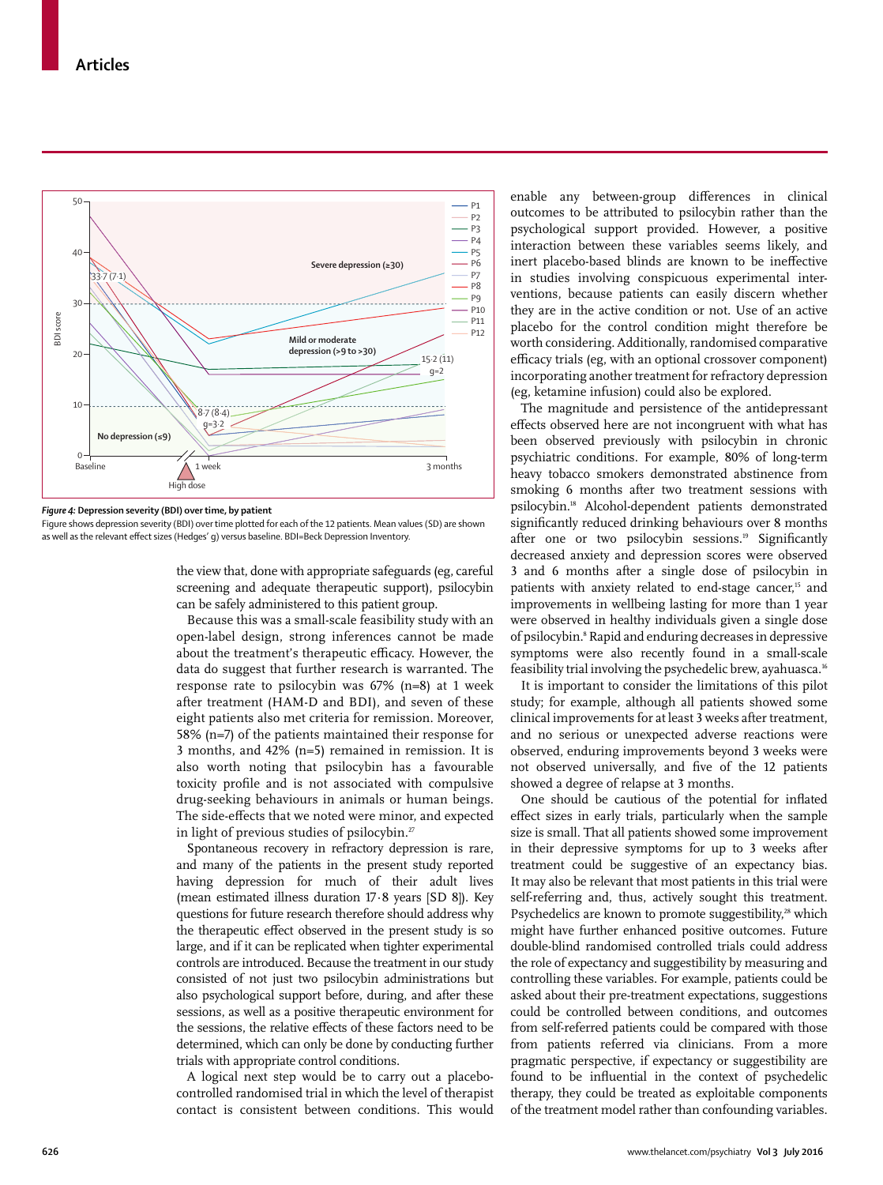Figure 4: Depression severity (BDI) over time, by patient

Figure shows depression severity (BDI) over time plotted for each of the 12 patients. Mean values (SD) are shown as well as the relevant effect sizes (Hedges' g) versus baseline. BDI=Beck Depression Inventory.

the view that, done with appropriate safeguards (eg, careful screening and adequate therapeutic support), psilocybin can be safely administered to this patient group.

Because this was a small-scale feasibility study with an open-label design, strong inferences cannot be made about the treatment's therapeutic efficacy. However, the data do suggest that further research is warranted. The response rate to psilocybin was 67% (n=8) at 1 week after treatment (HAM-D and BDI), and seven of these eight patients also met criteria for remission. Moreover, 58% (n=7) of the patients maintained their response for 3 months, and 42% (n=5) remained in remission. It is also worth noting that psilocybin has a favourable toxicity profile and is not associated with compulsive drug-seeking behaviours in animals or human beings. The side-effects that we noted were minor, and expected in light of previous studies of psilocybin.[27]

Spontaneous recovery in refractory depression is rare, and many of the patients in the present study reported having depression for much of their adult lives (mean estimated illness duration 17·8 years [SD 8]). Key questions for future research therefore should address why the therapeutic effect observed in the present study is so large, and if it can be replicated when tighter experimental controls are introduced. Because the treatment in our study consisted of not just two psilocybin administrations but also psychological support before, during, and after these sessions, as well as a positive therapeutic environment for the sessions, the relative effects of these factors need to be determined, which can only be done by conducting further trials with appropriate control conditions.

A logical next step would be to carry out a placebo-controlled randomised trial in which the level of therapist contact is consistent between conditions. This would enable any between-group differences in clinical outcomes to be attributed to psilocybin rather than the psychological support provided. However, a positive interaction between these variables seems likely, and inert placebo-based blinds are known to be ineffective in studies involving conspicuous experimental interventions, because patients can easily discern whether they are in the active condition or not. Use of an active placebo for the control condition might therefore be worth considering. Additionally, randomised comparative efficacy trials (eg, with an optional crossover component) incorporating another treatment for refractory depression (eg, ketamine infusion) could also be explored.

The magnitude and persistence of the antidepressant effects observed here are not incongruent with what has been observed previously with psilocybin in chronic psychiatric conditions. For example, 80% of long-term heavy tobacco smokers demonstrated abstinence from smoking 6 months after two treatment sessions with psilocybin.[18] Alcohol-dependent patients demonstrated significantly reduced drinking behaviours over 8 months after one or two psilocybin sessions.[19] Significantly decreased anxiety and depression scores were observed 3 and 6 months after a single dose of psilocybin in patients with anxiety related to end-stage cancer,[15] and improvements in wellbeing lasting for more than 1 year were observed in healthy individuals given a single dose of psilocybin.[8] Rapid and enduring decreases in depressive symptoms were also recently found in a small-scale feasibility trial involving the psychedelic brew, ayahuasca.[16]

It is important to consider the limitations of this pilot study; for example, although all patients showed some clinical improvements for at least 3 weeks after treatment, and no serious or unexpected adverse reactions were observed, enduring improvements beyond 3 weeks were not observed universally, and five of the 12 patients showed a degree of relapse at 3 months.

One should be cautious of the potential for inflated effect sizes in early trials, particularly when the sample size is small. That all patients showed some improvement in their depressive symptoms for up to 3 weeks after treatment could be suggestive of an expectancy bias. It may also be relevant that most patients in this trial were self-referring and, thus, actively sought this treatment. Psychedelics are known to promote suggestibility,[28] which might have further enhanced positive outcomes. Future double-blind randomised controlled trials could address the role of expectancy and suggestibility by measuring and controlling these variables. For example, patients could be asked about their pre-treatment expectations, suggestions could be controlled between conditions, and outcomes from self-referred patients could be compared with those from patients referred via clinicians. From a more pragmatic perspective, if expectancy or suggestibility are found to be influential in the context of psychedelic therapy, they could be treated as exploitable components of the treatment model rather than confounding variables.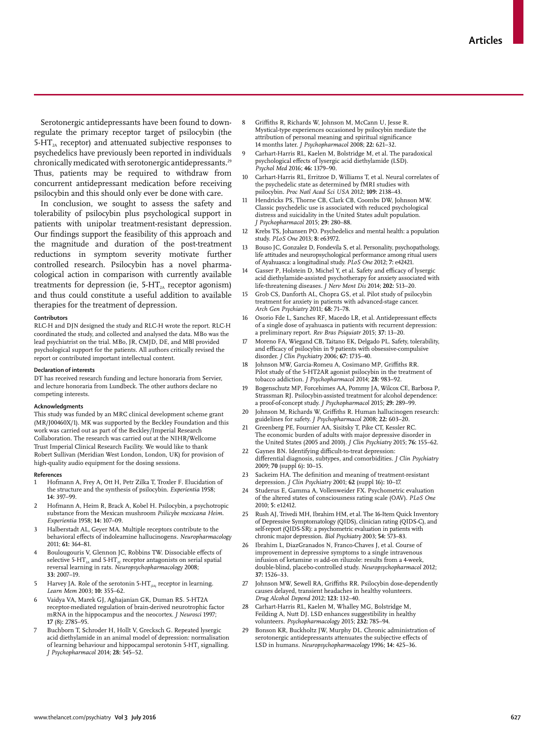Serotonergic antidepressants have been found to downregulate the primary receptor target of psilocybin (the 5-$HT_{2A}$ receptor) and attenuated subjective responses to psychedelics have previously been reported in individuals chronically medicated with serotonergic antidepressants.[29] Thus, patients may be required to withdraw from concurrent antidepressant medication before receiving psilocybin and this should only ever be done with care.

In conclusion, we sought to assess the safety and tolerability of psilocybin plus psychological support in patients with unipolar treatment-resistant depression. Our findings support the feasibility of this approach and the magnitude and duration of the post-treatment reductions in symptom severity motivate further controlled research. Psilocybin has a novel pharmacological action in comparison with currently available treatments for depression (ie, 5-$HT_{2A}$ receptor agonism) and thus could constitute a useful addition to available therapies for the treatment of depression.

#### Contributors

RLC-H and DJN designed the study and RLC-H wrote the report. RLC-H coordinated the study, and collected and analysed the data. MBo was the lead psychiatrist on the trial. MBo, JR, CMJD, DE, and MBl provided psychological support for the patients. All authors critically revised the report or contributed important intellectual content.

#### Declaration of interests

DT has received research funding and lecture honoraria from Servier, and lecture honoraria from Lundbeck. The other authors declare no competing interests.

#### Acknowledgments

This study was funded by an MRC clinical development scheme grant (MR/J00460X/1). MK was supported by the Beckley Foundation and this work was carried out as part of the Beckley/Imperial Research Collaboration. The research was carried out at the NIHR/Wellcome Trust Imperial Clinical Research Facility. We would like to thank Robert Sullivan (Meridian West London, London, UK) for provision of high-quality audio equipment for the dosing sessions.

#### References

1. Hofmann A, Frey A, Ott H, Petr Zilka T, Troxler F. Elucidation of the structure and the synthesis of psilocybin. *Experientia* 1958; **14:** 397–99.
2. Hofmann A, Heim R, Brack A, Kobel H. Psilocybin, a psychotropic substance from the Mexican mushroom *Psilicybe mexicana Heim*. *Experientia* 1958; **14:** 107–09.
3. Halberstadt AL, Geyer MA. Multiple receptors contribute to the behavioral effects of indoleamine hallucinogens. *Neuropharmacology* 2011; **61:** 364–81.
4. Boulougouris V, Glennon JC, Robbins TW. Dissociable effects of selective 5-$HT_{2A}$ and 5-$HT_{2C}$ receptor antagonists on serial spatial reversal learning in rats. *Neuropsychopharmacology* 2008; **33:** 2007–19.
5. Harvey JA. Role of the serotonin 5-$HT_{(2A)}$ receptor in learning. *Learn Mem* 2003; **10:** 355–62.
6. Vaidya VA, Marek GJ, Aghajanian GK, Duman RS. 5-HT2A receptor-mediated regulation of brain-derived neurotrophic factor mRNA in the hippocampus and the neocortex. *J Neurosci* 1997; **17** (8): 2785–95.
7. Buchborn T, Schroder H, Hollt V, Grecksch G. Repeated lysergic acid diethylamide in an animal model of depression: normalisation of learning behaviour and hippocampal serotonin 5-$HT_2$ signalling. *J Psychopharmacol* 2014; **28:** 545–52.
8. Griffiths R, Richards W, Johnson M, McCann U, Jesse R. Mystical-type experiences occasioned by psilocybin mediate the attribution of personal meaning and spiritual significance 14 months later. *J Psychopharmacol* 2008; **22:** 621–32.
9. Carhart-Harris RL, Kaelen M, Bolstridge M, et al. The paradoxical psychological effects of lysergic acid diethylamide (LSD). *Psychol Med* 2016; **46:** 1379–90.
10. Carhart-Harris RL, Erritzoe D, Williams T, et al. Neural correlates of the psychedelic state as determined by fMRI studies with psilocybin. *Proc Natl Acad Sci USA* 2012; **109:** 2138–43.
11. Hendricks PS, Thorne CB, Clark CB, Coombs DW, Johnson MW. Classic psychedelic use is associated with reduced psychological distress and suicidality in the United States adult population. *J Psychopharmacol* 2015; **29:** 280–88.
12. Krebs TS, Johansen PO. Psychedelics and mental health: a population study. *PLoS One* 2013; **8:** e63972.
13. Bouso JC, Gonzalez D, Fondevila S, et al. Personality, psychopathology, life attitudes and neuropsychological performance among ritual users of Ayahuasca: a longitudinal study. *PLoS One* 2012; **7:** e42421.
14. Gasser P, Holstein D, Michel Y, et al. Safety and efficacy of lysergic acid diethylamide-assisted psychotherapy for anxiety associated with life-threatening diseases. *J Nerv Ment Dis* 2014; **202:** 513–20.
15. Grob CS, Danforth AL, Chopra GS, et al. Pilot study of psilocybin treatment for anxiety in patients with advanced-stage cancer. *Arch Gen Psychiatry* 2011; **68:** 71–78.
16. Osorio Fde L, Sanches RF, Macedo LR, et al. Antidepressant effects of a single dose of ayahuasca in patients with recurrent depression: a preliminary report. *Rev Bras Psiquiatr* 2015; **37:** 13–20.
17. Moreno FA, Wiegand CB, Taitano EK, Delgado PL. Safety, tolerability, and efficacy of psilocybin in 9 patients with obsessive-compulsive disorder. *J Clin Psychiatry* 2006; **67:** 1735–40.
18. Johnson MW, Garcia-Romeu A, Cosimano MP, Griffiths RR. Pilot study of the 5-HT2AR agonist psilocybin in the treatment of tobacco addiction. *J Psychopharmacol* 2014; **28:** 983–92.
19. Bogenschutz MP, Forcehimes AA, Pommy JA, Wilcox CE, Barbosa P, Strassman RJ. Psilocybin-assisted treatment for alcohol dependence: a proof-of-concept study. *J Psychopharmacol* 2015; **29:** 289–99.
20. Johnson M, Richards W, Griffiths R. Human hallucinogen research: guidelines for safety. *J Psychopharmacol* 2008; **22:** 603–20.
21. Greenberg PE, Fournier AA, Sisitsky T, Pike CT, Kessler RC. The economic burden of adults with major depressive disorder in the United States (2005 and 2010). *J Clin Psychiatry* 2015; **76:** 155–62.
22. Gaynes BN. Identifying difficult-to-treat depression: differential diagnosis, subtypes, and comorbidities. *J Clin Psychiatry* 2009; **70** (suppl 6): 10–15.
23. Sackeim HA. The definition and meaning of treatment-resistant depression. *J Clin Psychiatry* 2001; **62** (suppl 16): 10–17.
24. Studerus E, Gamma A, Vollenweider FX. Psychometric evaluation of the altered states of consciousness rating scale (OAV). *PLoS One* 2010; **5:** e12412.
25. Rush AJ, Trivedi MH, Ibrahim HM, et al. The 16-Item Quick Inventory of Depressive Symptomatology (QIDS), clinician rating (QIDS-C), and self-report (QIDS-SR): a psychometric evaluation in patients with chronic major depression. *Biol Psychiatry* 2003; **54:** 573–83.
26. Ibrahim L, DiazGranados N, Franco-Chaves J, et al. Course of improvement in depressive symptoms to a single intravenous infusion of ketamine *vs* add-on riluzole: results from a 4-week, double-blind, placebo-controlled study. *Neuropsychopharmacol* 2012; **37:** 1526–33.
27. Johnson MW, Sewell RA, Griffiths RR. Psilocybin dose-dependently causes delayed, transient headaches in healthy volunteers. *Drug Alcohol Depend* 2012; **123:** 132–40.
28. Carhart-Harris RL, Kaelen M, Whalley MG, Bolstridge M, Feilding A, Nutt DJ. LSD enhances suggestibility in healthy volunteers. *Psychopharmacology* 2015; **232:** 785–94.
29. Bonson KR, Buckholtz JW, Murphy DL. Chronic administration of serotonergic antidepressants attenuates the subjective effects of LSD in humans. *Neuropsychopharmacology* 1996; **14:** 425–36.